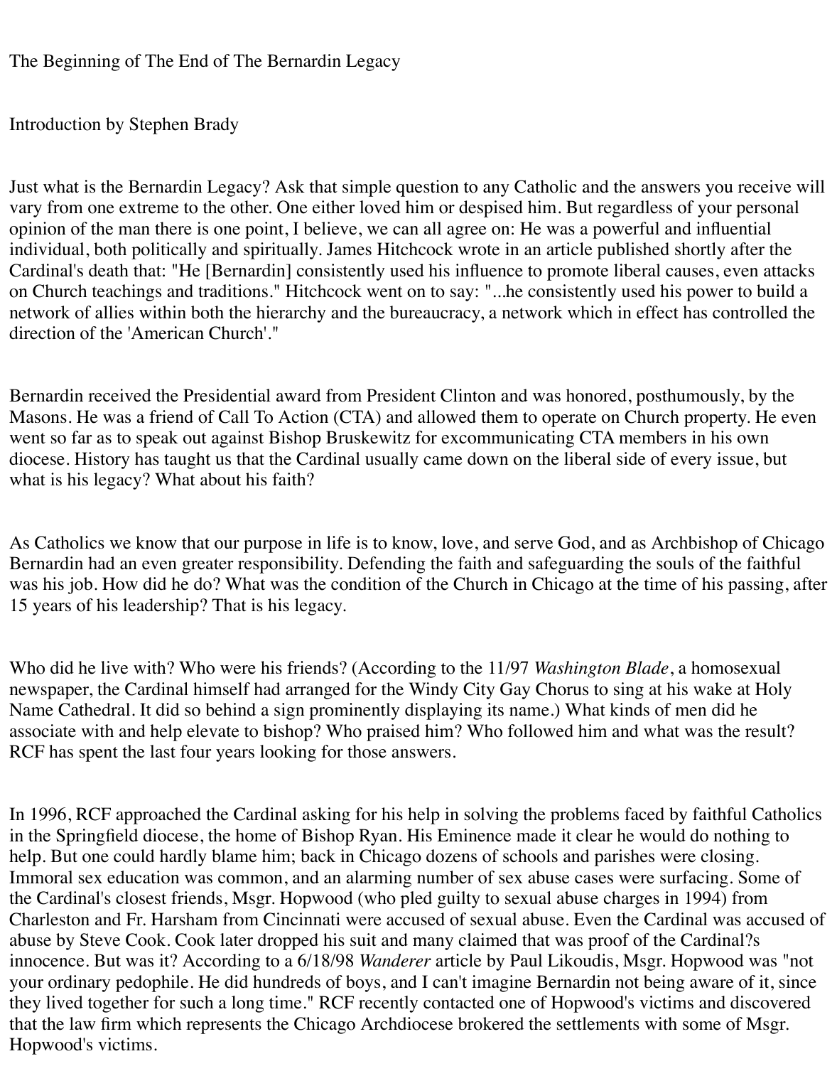# The Beginning of The End of The Bernardin Legacy

Introduction by Stephen Brady

Just what is the Bernardin Legacy? Ask that simple question to any Catholic and the answers you receive will vary from one extreme to the other. One either loved him or despised him. But regardless of your personal opinion of the man there is one point, I believe, we can all agree on: He was a powerful and influential individual, both politically and spiritually. James Hitchcock wrote in an article published shortly after the Cardinal's death that: "He [Bernardin] consistently used his influence to promote liberal causes, even attacks on Church teachings and traditions." Hitchcock went on to say: "...he consistently used his power to build a network of allies within both the hierarchy and the bureaucracy, a network which in effect has controlled the direction of the 'American Church'."

Bernardin received the Presidential award from President Clinton and was honored, posthumously, by the Masons. He was a friend of Call To Action (CTA) and allowed them to operate on Church property. He even went so far as to speak out against Bishop Bruskewitz for excommunicating CTA members in his own diocese. History has taught us that the Cardinal usually came down on the liberal side of every issue, but what is his legacy? What about his faith?

As Catholics we know that our purpose in life is to know, love, and serve God, and as Archbishop of Chicago Bernardin had an even greater responsibility. Defending the faith and safeguarding the souls of the faithful was his job. How did he do? What was the condition of the Church in Chicago at the time of his passing, after 15 years of his leadership? That is his legacy.

Who did he live with? Who were his friends? (According to the 11/97 *Washington Blade*, a homosexual newspaper, the Cardinal himself had arranged for the Windy City Gay Chorus to sing at his wake at Holy Name Cathedral. It did so behind a sign prominently displaying its name.) What kinds of men did he associate with and help elevate to bishop? Who praised him? Who followed him and what was the result? RCF has spent the last four years looking for those answers.

In 1996, RCF approached the Cardinal asking for his help in solving the problems faced by faithful Catholics in the Springfield diocese, the home of Bishop Ryan. His Eminence made it clear he would do nothing to help. But one could hardly blame him; back in Chicago dozens of schools and parishes were closing. Immoral sex education was common, and an alarming number of sex abuse cases were surfacing. Some of the Cardinal's closest friends, Msgr. Hopwood (who pled guilty to sexual abuse charges in 1994) from Charleston and Fr. Harsham from Cincinnati were accused of sexual abuse. Even the Cardinal was accused of abuse by Steve Cook. Cook later dropped his suit and many claimed that was proof of the Cardinal?s innocence. But was it? According to a 6/18/98 *Wanderer* article by Paul Likoudis, Msgr. Hopwood was "not your ordinary pedophile. He did hundreds of boys, and I can't imagine Bernardin not being aware of it, since they lived together for such a long time." RCF recently contacted one of Hopwood's victims and discovered that the law firm which represents the Chicago Archdiocese brokered the settlements with some of Msgr. Hopwood's victims.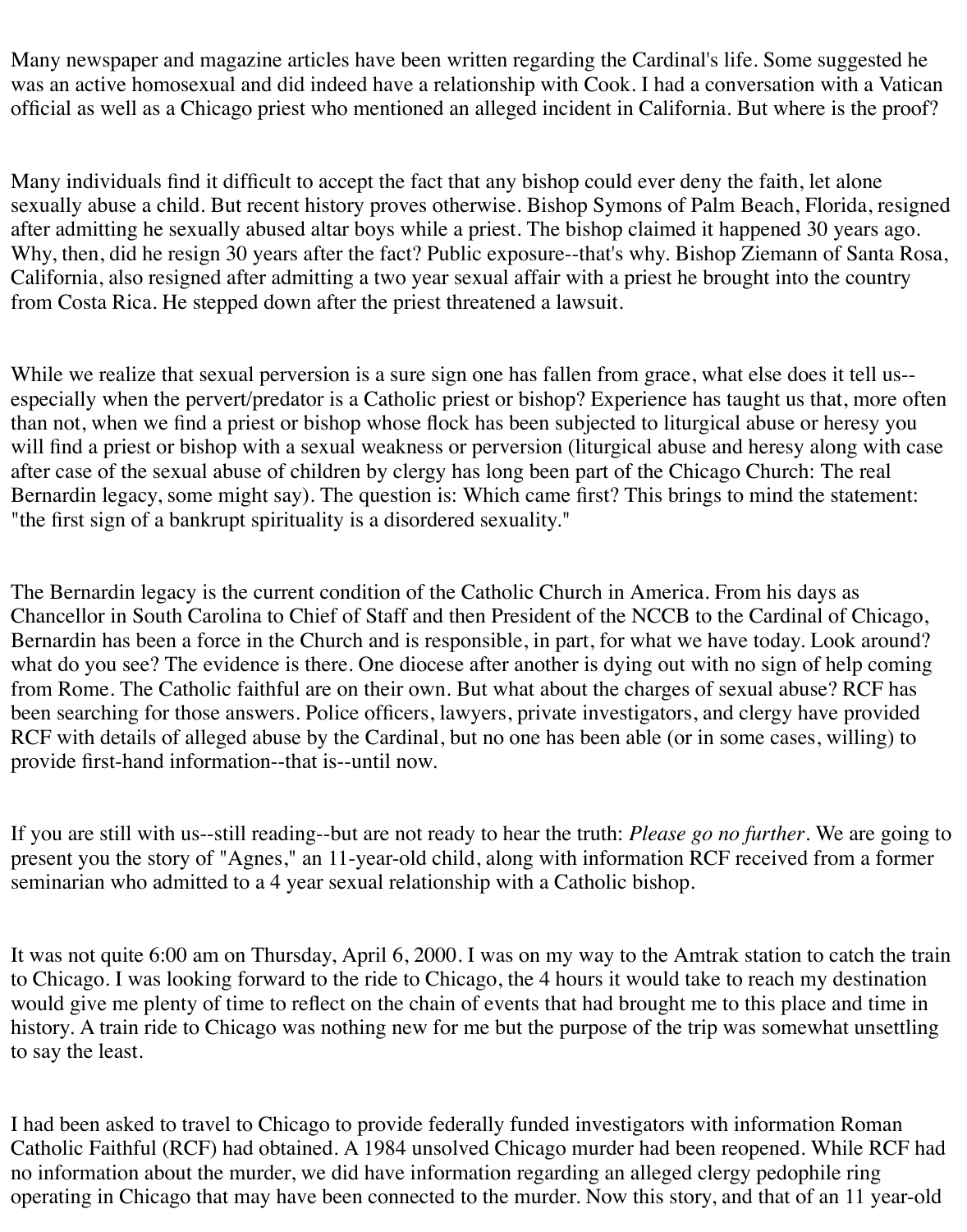Many newspaper and magazine articles have been written regarding the Cardinal's life. Some suggested he was an active homosexual and did indeed have a relationship with Cook. I had a conversation with a Vatican official as well as a Chicago priest who mentioned an alleged incident in California. But where is the proof?

Many individuals find it difficult to accept the fact that any bishop could ever deny the faith, let alone sexually abuse a child. But recent history proves otherwise. Bishop Symons of Palm Beach, Florida, resigned after admitting he sexually abused altar boys while a priest. The bishop claimed it happened 30 years ago. Why, then, did he resign 30 years after the fact? Public exposure--that's why. Bishop Ziemann of Santa Rosa, California, also resigned after admitting a two year sexual affair with a priest he brought into the country from Costa Rica. He stepped down after the priest threatened a lawsuit.

While we realize that sexual perversion is a sure sign one has fallen from grace, what else does it tell us--especially when the pervert/predator is a Catholic priest or bishop? Experience has taught us that, more often than not, when we find a priest or bishop whose flock has been subjected to liturgical abuse or heresy you will find a priest or bishop with a sexual weakness or perversion (liturgical abuse and heresy along with case after case of the sexual abuse of children by clergy has long been part of the Chicago Church: The real Bernardin legacy, some might say). The question is: Which came first? This brings to mind the statement: "the first sign of a bankrupt spirituality is a disordered sexuality."

The Bernardin legacy is the current condition of the Catholic Church in America. From his days as Chancellor in South Carolina to Chief of Staff and then President of the NCCB to the Cardinal of Chicago, Bernardin has been a force in the Church and is responsible, in part, for what we have today. Look around? what do you see? The evidence is there. One diocese after another is dying out with no sign of help coming from Rome. The Catholic faithful are on their own. But what about the charges of sexual abuse? RCF has been searching for those answers. Police officers, lawyers, private investigators, and clergy have provided RCF with details of alleged abuse by the Cardinal, but no one has been able (or in some cases, willing) to provide first-hand information--that is--until now.

If you are still with us--still reading--but are not ready to hear the truth: *Please go no further*. We are going to present you the story of "Agnes," an 11-year-old child, along with information RCF received from a former seminarian who admitted to a 4 year sexual relationship with a Catholic bishop.

It was not quite 6:00 am on Thursday, April 6, 2000. I was on my way to the Amtrak station to catch the train to Chicago. I was looking forward to the ride to Chicago, the 4 hours it would take to reach my destination would give me plenty of time to reflect on the chain of events that had brought me to this place and time in history. A train ride to Chicago was nothing new for me but the purpose of the trip was somewhat unsettling to say the least.

I had been asked to travel to Chicago to provide federally funded investigators with information Roman Catholic Faithful (RCF) had obtained. A 1984 unsolved Chicago murder had been reopened. While RCF had no information about the murder, we did have information regarding an alleged clergy pedophile ring operating in Chicago that may have been connected to the murder. Now this story, and that of an 11 year-old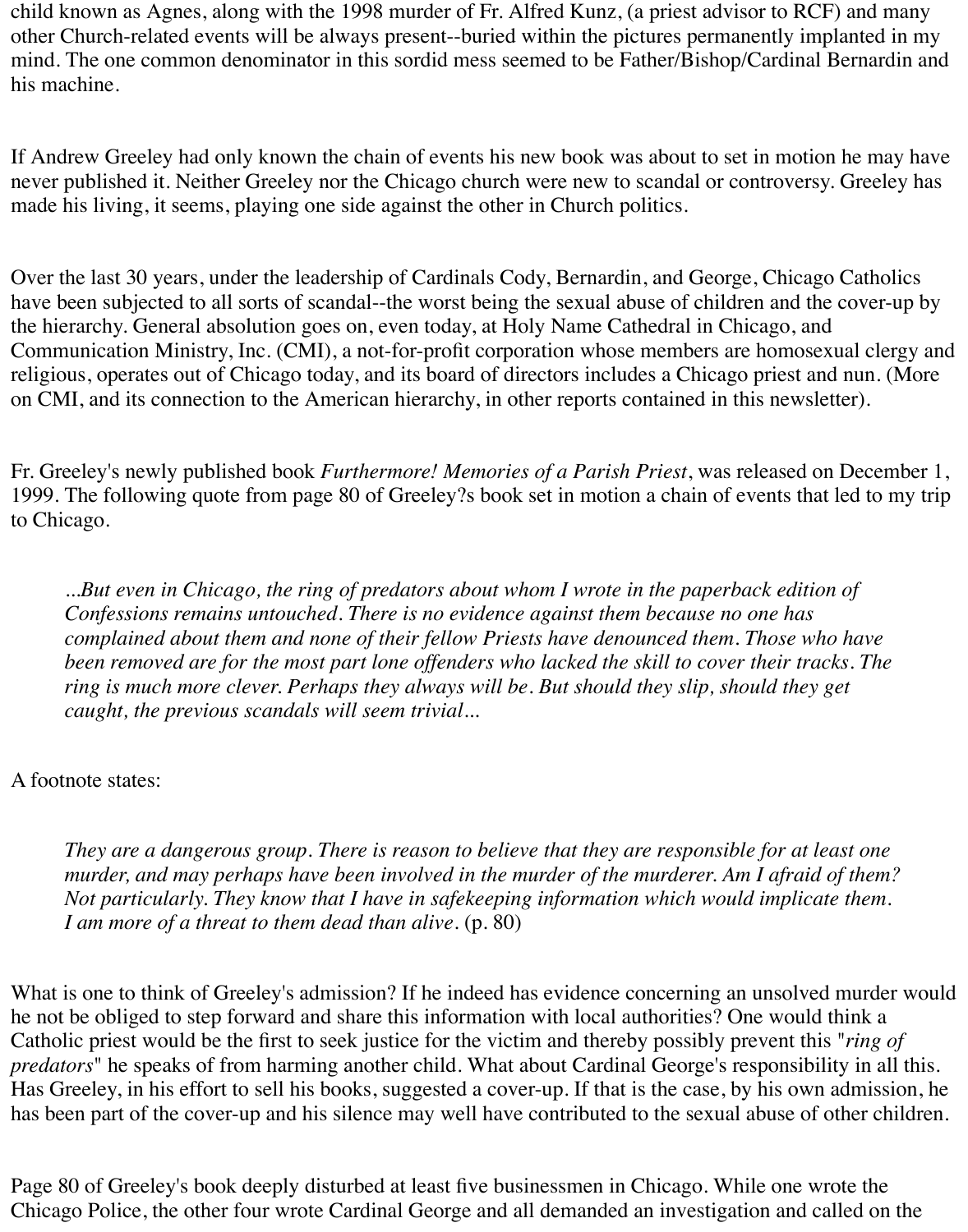child known as Agnes, along with the 1998 murder of Fr. Alfred Kunz, (a priest advisor to RCF) and many other Church-related events will be always present--buried within the pictures permanently implanted in my mind. The one common denominator in this sordid mess seemed to be Father/Bishop/Cardinal Bernardin and his machine.

If Andrew Greeley had only known the chain of events his new book was about to set in motion he may have never published it. Neither Greeley nor the Chicago church were new to scandal or controversy. Greeley has made his living, it seems, playing one side against the other in Church politics.

Over the last 30 years, under the leadership of Cardinals Cody, Bernardin, and George, Chicago Catholics have been subjected to all sorts of scandal--the worst being the sexual abuse of children and the cover-up by the hierarchy. General absolution goes on, even today, at Holy Name Cathedral in Chicago, and Communication Ministry, Inc. (CMI), a not-for-profit corporation whose members are homosexual clergy and religious, operates out of Chicago today, and its board of directors includes a Chicago priest and nun. (More on CMI, and its connection to the American hierarchy, in other reports contained in this newsletter).

Fr. Greeley's newly published book *Furthermore! Memories of a Parish Priest*, was released on December 1, 1999. The following quote from page 80 of Greeley?s book set in motion a chain of events that led to my trip to Chicago.

> *...But even in Chicago, the ring of predators about whom I wrote in the paperback edition of Confessions remains untouched. There is no evidence against them because no one has complained about them and none of their fellow Priests have denounced them. Those who have been removed are for the most part lone offenders who lacked the skill to cover their tracks. The ring is much more clever. Perhaps they always will be. But should they slip, should they get caught, the previous scandals will seem trivial...*

A footnote states:

> *They are a dangerous group. There is reason to believe that they are responsible for at least one murder, and may perhaps have been involved in the murder of the murderer. Am I afraid of them? Not particularly. They know that I have in safekeeping information which would implicate them. I am more of a threat to them dead than alive.* (p. 80)

What is one to think of Greeley's admission? If he indeed has evidence concerning an unsolved murder would he not be obliged to step forward and share this information with local authorities? One would think a Catholic priest would be the first to seek justice for the victim and thereby possibly prevent this "*ring of predators*" he speaks of from harming another child. What about Cardinal George's responsibility in all this. Has Greeley, in his effort to sell his books, suggested a cover-up. If that is the case, by his own admission, he has been part of the cover-up and his silence may well have contributed to the sexual abuse of other children.

Page 80 of Greeley's book deeply disturbed at least five businessmen in Chicago. While one wrote the Chicago Police, the other four wrote Cardinal George and all demanded an investigation and called on the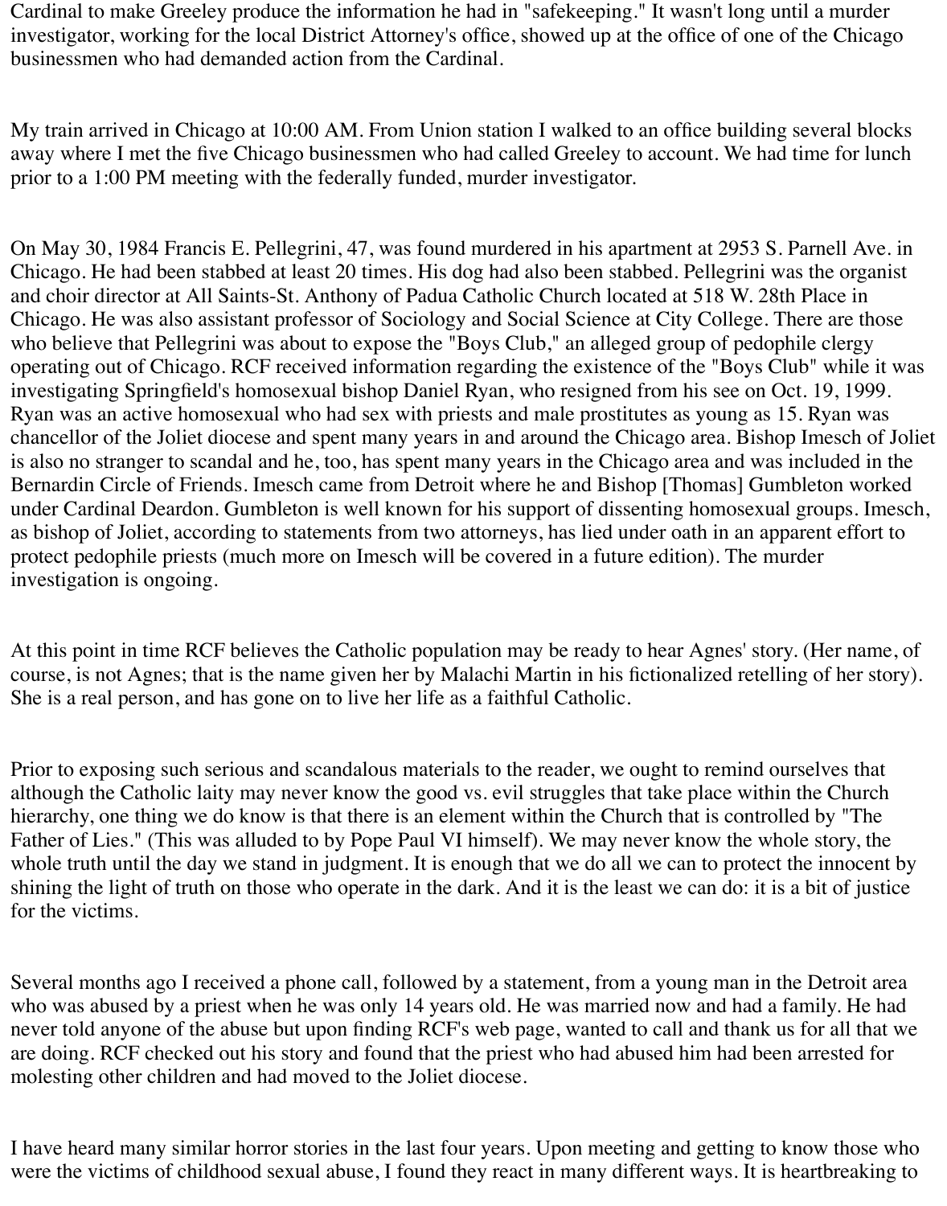Cardinal to make Greeley produce the information he had in "safekeeping." It wasn't long until a murder investigator, working for the local District Attorney's office, showed up at the office of one of the Chicago businessmen who had demanded action from the Cardinal.

My train arrived in Chicago at 10:00 AM. From Union station I walked to an office building several blocks away where I met the five Chicago businessmen who had called Greeley to account. We had time for lunch prior to a 1:00 PM meeting with the federally funded, murder investigator.

On May 30, 1984 Francis E. Pellegrini, 47, was found murdered in his apartment at 2953 S. Parnell Ave. in Chicago. He had been stabbed at least 20 times. His dog had also been stabbed. Pellegrini was the organist and choir director at All Saints-St. Anthony of Padua Catholic Church located at 518 W. 28th Place in Chicago. He was also assistant professor of Sociology and Social Science at City College. There are those who believe that Pellegrini was about to expose the "Boys Club," an alleged group of pedophile clergy operating out of Chicago. RCF received information regarding the existence of the "Boys Club" while it was investigating Springfield's homosexual bishop Daniel Ryan, who resigned from his see on Oct. 19, 1999. Ryan was an active homosexual who had sex with priests and male prostitutes as young as 15. Ryan was chancellor of the Joliet diocese and spent many years in and around the Chicago area. Bishop Imesch of Joliet is also no stranger to scandal and he, too, has spent many years in the Chicago area and was included in the Bernardin Circle of Friends. Imesch came from Detroit where he and Bishop [Thomas] Gumbleton worked under Cardinal Deardon. Gumbleton is well known for his support of dissenting homosexual groups. Imesch, as bishop of Joliet, according to statements from two attorneys, has lied under oath in an apparent effort to protect pedophile priests (much more on Imesch will be covered in a future edition). The murder investigation is ongoing.

At this point in time RCF believes the Catholic population may be ready to hear Agnes' story. (Her name, of course, is not Agnes; that is the name given her by Malachi Martin in his fictionalized retelling of her story). She is a real person, and has gone on to live her life as a faithful Catholic.

Prior to exposing such serious and scandalous materials to the reader, we ought to remind ourselves that although the Catholic laity may never know the good vs. evil struggles that take place within the Church hierarchy, one thing we do know is that there is an element within the Church that is controlled by "The Father of Lies." (This was alluded to by Pope Paul VI himself). We may never know the whole story, the whole truth until the day we stand in judgment. It is enough that we do all we can to protect the innocent by shining the light of truth on those who operate in the dark. And it is the least we can do: it is a bit of justice for the victims.

Several months ago I received a phone call, followed by a statement, from a young man in the Detroit area who was abused by a priest when he was only 14 years old. He was married now and had a family. He had never told anyone of the abuse but upon finding RCF's web page, wanted to call and thank us for all that we are doing. RCF checked out his story and found that the priest who had abused him had been arrested for molesting other children and had moved to the Joliet diocese.

I have heard many similar horror stories in the last four years. Upon meeting and getting to know those who were the victims of childhood sexual abuse, I found they react in many different ways. It is heartbreaking to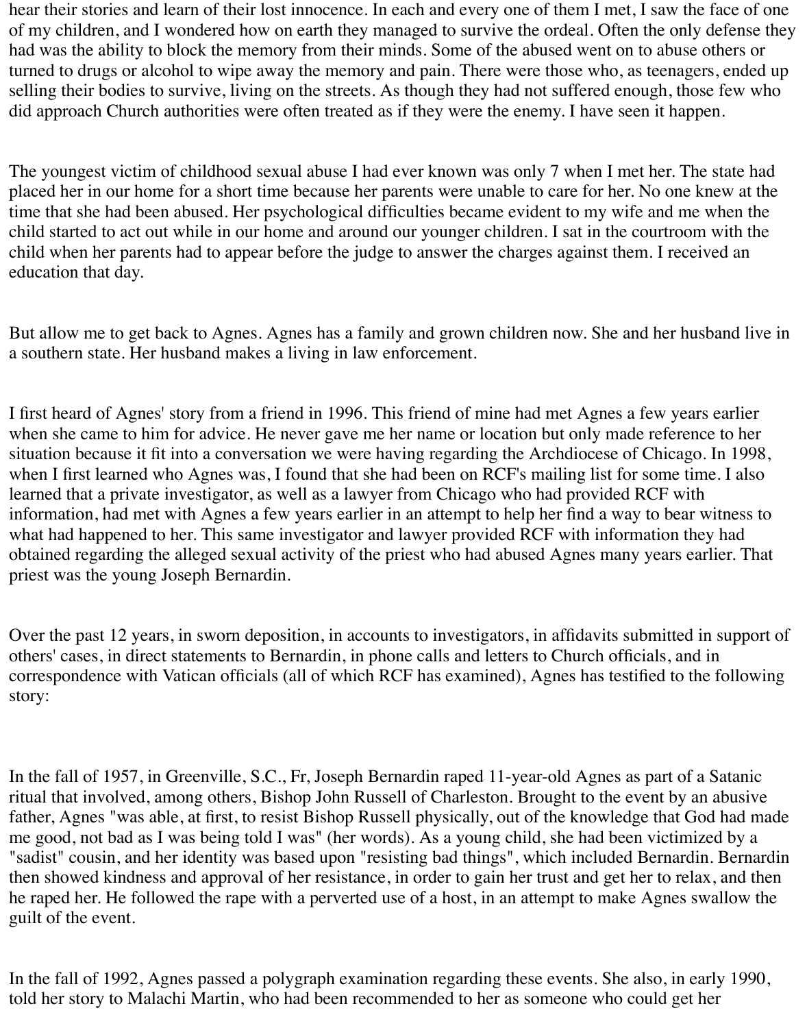hear their stories and learn of their lost innocence. In each and every one of them I met, I saw the face of one of my children, and I wondered how on earth they managed to survive the ordeal. Often the only defense they had was the ability to block the memory from their minds. Some of the abused went on to abuse others or turned to drugs or alcohol to wipe away the memory and pain. There were those who, as teenagers, ended up selling their bodies to survive, living on the streets. As though they had not suffered enough, those few who did approach Church authorities were often treated as if they were the enemy. I have seen it happen.

The youngest victim of childhood sexual abuse I had ever known was only 7 when I met her. The state had placed her in our home for a short time because her parents were unable to care for her. No one knew at the time that she had been abused. Her psychological difficulties became evident to my wife and me when the child started to act out while in our home and around our younger children. I sat in the courtroom with the child when her parents had to appear before the judge to answer the charges against them. I received an education that day.

But allow me to get back to Agnes. Agnes has a family and grown children now. She and her husband live in a southern state. Her husband makes a living in law enforcement.

I first heard of Agnes' story from a friend in 1996. This friend of mine had met Agnes a few years earlier when she came to him for advice. He never gave me her name or location but only made reference to her situation because it fit into a conversation we were having regarding the Archdiocese of Chicago. In 1998, when I first learned who Agnes was, I found that she had been on RCF's mailing list for some time. I also learned that a private investigator, as well as a lawyer from Chicago who had provided RCF with information, had met with Agnes a few years earlier in an attempt to help her find a way to bear witness to what had happened to her. This same investigator and lawyer provided RCF with information they had obtained regarding the alleged sexual activity of the priest who had abused Agnes many years earlier. That priest was the young Joseph Bernardin.

Over the past 12 years, in sworn deposition, in accounts to investigators, in affidavits submitted in support of others' cases, in direct statements to Bernardin, in phone calls and letters to Church officials, and in correspondence with Vatican officials (all of which RCF has examined), Agnes has testified to the following story:

In the fall of 1957, in Greenville, S.C., Fr, Joseph Bernardin raped 11-year-old Agnes as part of a Satanic ritual that involved, among others, Bishop John Russell of Charleston. Brought to the event by an abusive father, Agnes "was able, at first, to resist Bishop Russell physically, out of the knowledge that God had made me good, not bad as I was being told I was" (her words). As a young child, she had been victimized by a "sadist" cousin, and her identity was based upon "resisting bad things", which included Bernardin. Bernardin then showed kindness and approval of her resistance, in order to gain her trust and get her to relax, and then he raped her. He followed the rape with a perverted use of a host, in an attempt to make Agnes swallow the guilt of the event.

In the fall of 1992, Agnes passed a polygraph examination regarding these events. She also, in early 1990, told her story to Malachi Martin, who had been recommended to her as someone who could get her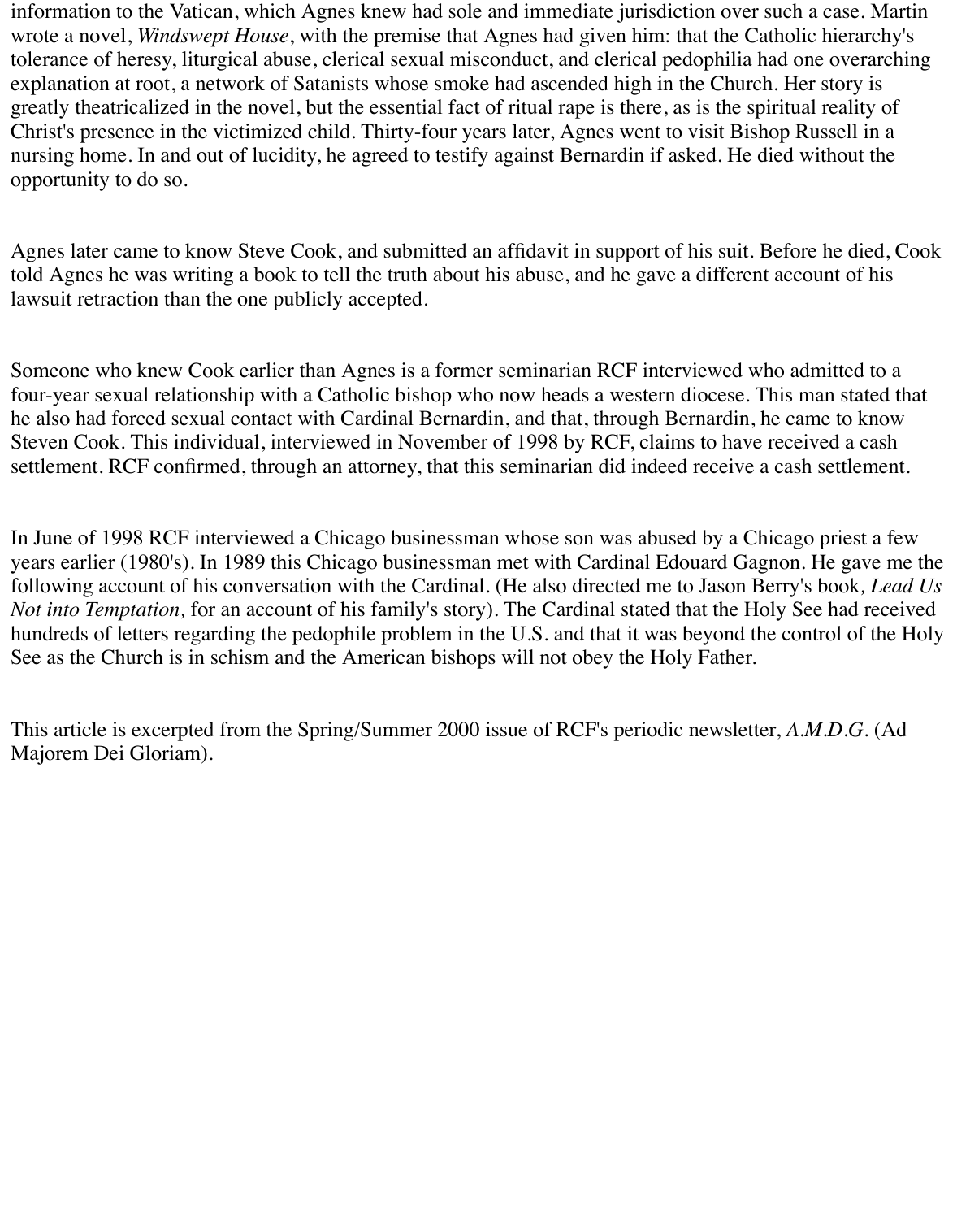information to the Vatican, which Agnes knew had sole and immediate jurisdiction over such a case. Martin wrote a novel, *Windswept House*, with the premise that Agnes had given him: that the Catholic hierarchy's tolerance of heresy, liturgical abuse, clerical sexual misconduct, and clerical pedophilia had one overarching explanation at root, a network of Satanists whose smoke had ascended high in the Church. Her story is greatly theatricalized in the novel, but the essential fact of ritual rape is there, as is the spiritual reality of Christ's presence in the victimized child. Thirty-four years later, Agnes went to visit Bishop Russell in a nursing home. In and out of lucidity, he agreed to testify against Bernardin if asked. He died without the opportunity to do so.

Agnes later came to know Steve Cook, and submitted an affidavit in support of his suit. Before he died, Cook told Agnes he was writing a book to tell the truth about his abuse, and he gave a different account of his lawsuit retraction than the one publicly accepted.

Someone who knew Cook earlier than Agnes is a former seminarian RCF interviewed who admitted to a four-year sexual relationship with a Catholic bishop who now heads a western diocese. This man stated that he also had forced sexual contact with Cardinal Bernardin, and that, through Bernardin, he came to know Steven Cook. This individual, interviewed in November of 1998 by RCF, claims to have received a cash settlement. RCF confirmed, through an attorney, that this seminarian did indeed receive a cash settlement.

In June of 1998 RCF interviewed a Chicago businessman whose son was abused by a Chicago priest a few years earlier (1980's). In 1989 this Chicago businessman met with Cardinal Edouard Gagnon. He gave me the following account of his conversation with the Cardinal. (He also directed me to Jason Berry's book, *Lead Us Not into Temptation,* for an account of his family's story). The Cardinal stated that the Holy See had received hundreds of letters regarding the pedophile problem in the U.S. and that it was beyond the control of the Holy See as the Church is in schism and the American bishops will not obey the Holy Father.

This article is excerpted from the Spring/Summer 2000 issue of RCF's periodic newsletter, *A.M.D.G*. (Ad Majorem Dei Gloriam).